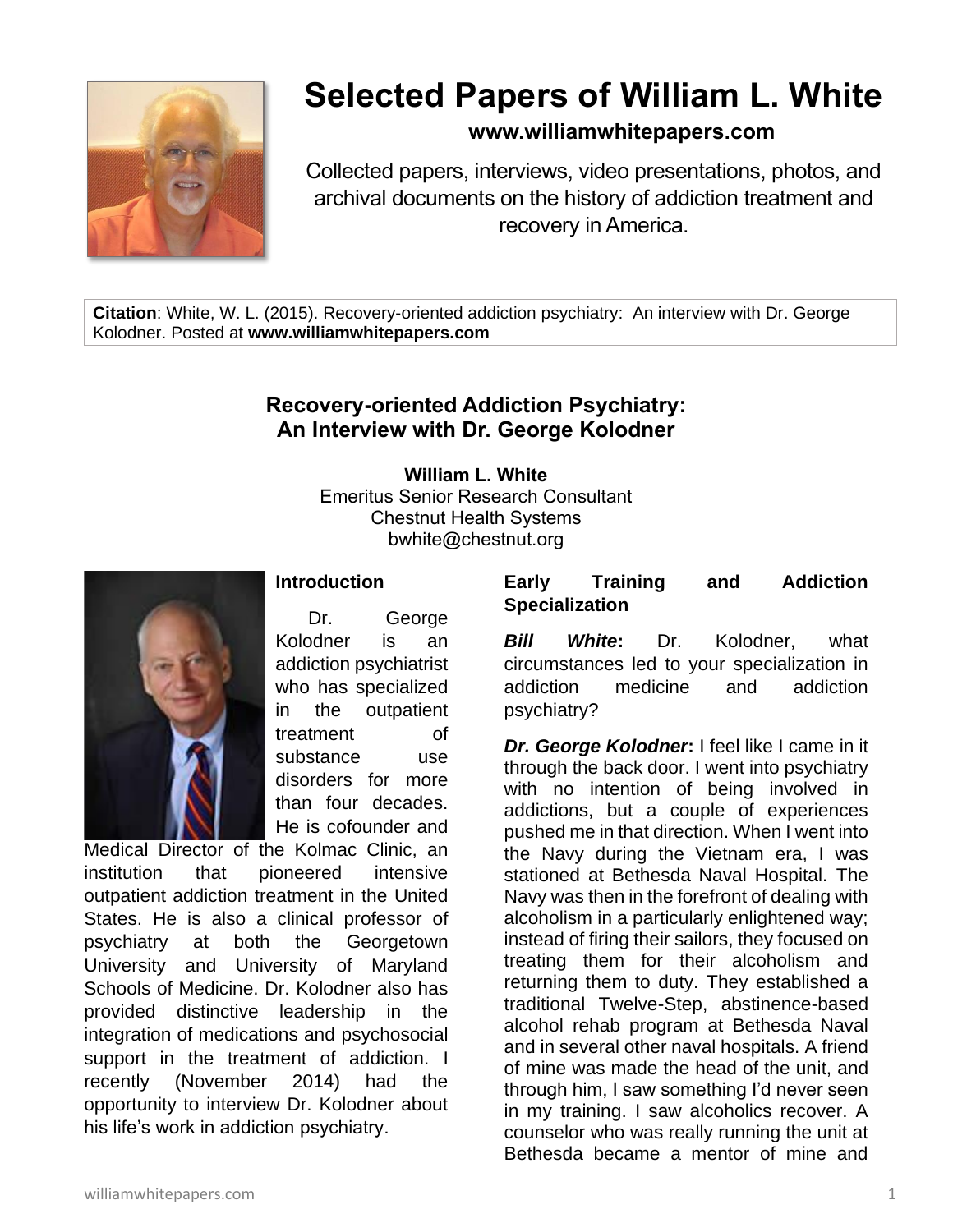# Selected Papers of William L. White

**www.williamwhitepapers.com**

Collected papers, interviews, video presentations, photos, and archival documents on the history of addiction treatment and recovery in America.

**Citation**: White, W. L. (2015). Recovery-oriented addiction psychiatry: An interview with Dr. George Kolodner. Posted at **www.williamwhitepapers.com**

## Recovery-oriented Addiction Psychiatry: An Interview with Dr. George Kolodner

**William L. White**
Emeritus Senior Research Consultant
Chestnut Health Systems
bwhite@chestnut.org

### Introduction

Dr. George Kolodner is an addiction psychiatrist who has specialized in the outpatient treatment of substance use disorders for more than four decades. He is cofounder and Medical Director of the Kolmac Clinic, an institution that pioneered intensive outpatient addiction treatment in the United States. He is also a clinical professor of psychiatry at both the Georgetown University and University of Maryland Schools of Medicine. Dr. Kolodner also has provided distinctive leadership in the integration of medications and psychosocial support in the treatment of addiction. I recently (November 2014) had the opportunity to interview Dr. Kolodner about his life's work in addiction psychiatry.

### Early Training and Addiction Specialization

***Bill White*:** Dr. Kolodner, what circumstances led to your specialization in addiction medicine and addiction psychiatry?

***Dr. George Kolodner*:** I feel like I came in it through the back door. I went into psychiatry with no intention of being involved in addictions, but a couple of experiences pushed me in that direction. When I went into the Navy during the Vietnam era, I was stationed at Bethesda Naval Hospital. The Navy was then in the forefront of dealing with alcoholism in a particularly enlightened way; instead of firing their sailors, they focused on treating them for their alcoholism and returning them to duty. They established a traditional Twelve-Step, abstinence-based alcohol rehab program at Bethesda Naval and in several other naval hospitals. A friend of mine was made the head of the unit, and through him, I saw something I'd never seen in my training. I saw alcoholics recover. A counselor who was really running the unit at Bethesda became a mentor of mine and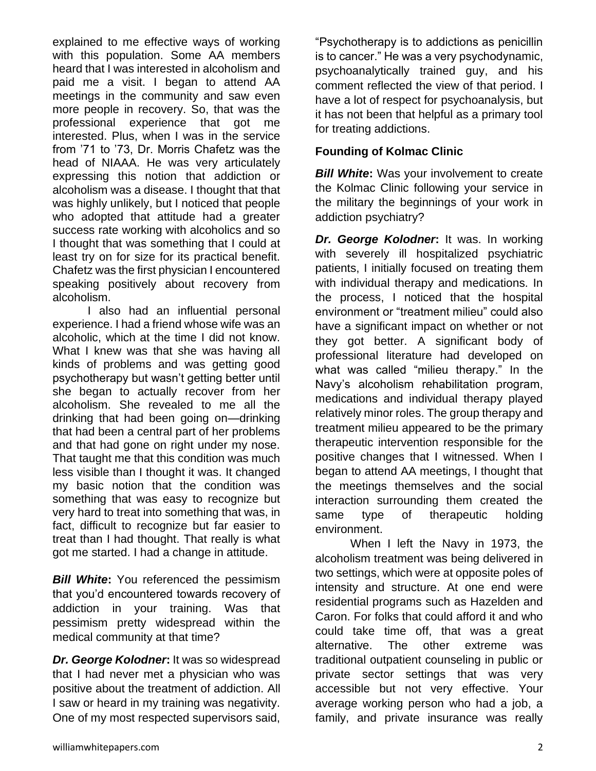explained to me effective ways of working with this population. Some AA members heard that I was interested in alcoholism and paid me a visit. I began to attend AA meetings in the community and saw even more people in recovery. So, that was the professional experience that got me interested. Plus, when I was in the service from '71 to '73, Dr. Morris Chafetz was the head of NIAAA. He was very articulately expressing this notion that addiction or alcoholism was a disease. I thought that that was highly unlikely, but I noticed that people who adopted that attitude had a greater success rate working with alcoholics and so I thought that was something that I could at least try on for size for its practical benefit. Chafetz was the first physician I encountered speaking positively about recovery from alcoholism.

I also had an influential personal experience. I had a friend whose wife was an alcoholic, which at the time I did not know. What I knew was that she was having all kinds of problems and was getting good psychotherapy but wasn't getting better until she began to actually recover from her alcoholism. She revealed to me all the drinking that had been going on—drinking that had been a central part of her problems and that had gone on right under my nose. That taught me that this condition was much less visible than I thought it was. It changed my basic notion that the condition was something that was easy to recognize but very hard to treat into something that was, in fact, difficult to recognize but far easier to treat than I had thought. That really is what got me started. I had a change in attitude.

***Bill White*:** You referenced the pessimism that you'd encountered towards recovery of addiction in your training. Was that pessimism pretty widespread within the medical community at that time?

***Dr. George Kolodner*:** It was so widespread that I had never met a physician who was positive about the treatment of addiction. All I saw or heard in my training was negativity. One of my most respected supervisors said, "Psychotherapy is to addictions as penicillin is to cancer." He was a very psychodynamic, psychoanalytically trained guy, and his comment reflected the view of that period. I have a lot of respect for psychoanalysis, but it has not been that helpful as a primary tool for treating addictions.

**Founding of Kolmac Clinic**

***Bill White*:** Was your involvement to create the Kolmac Clinic following your service in the military the beginnings of your work in addiction psychiatry?

***Dr. George Kolodner*:** It was. In working with severely ill hospitalized psychiatric patients, I initially focused on treating them with individual therapy and medications. In the process, I noticed that the hospital environment or "treatment milieu" could also have a significant impact on whether or not they got better. A significant body of professional literature had developed on what was called "milieu therapy." In the Navy's alcoholism rehabilitation program, medications and individual therapy played relatively minor roles. The group therapy and treatment milieu appeared to be the primary therapeutic intervention responsible for the positive changes that I witnessed. When I began to attend AA meetings, I thought that the meetings themselves and the social interaction surrounding them created the same type of therapeutic holding environment.

When I left the Navy in 1973, the alcoholism treatment was being delivered in two settings, which were at opposite poles of intensity and structure. At one end were residential programs such as Hazelden and Caron. For folks that could afford it and who could take time off, that was a great alternative. The other extreme was traditional outpatient counseling in public or private sector settings that was very accessible but not very effective. Your average working person who had a job, a family, and private insurance was really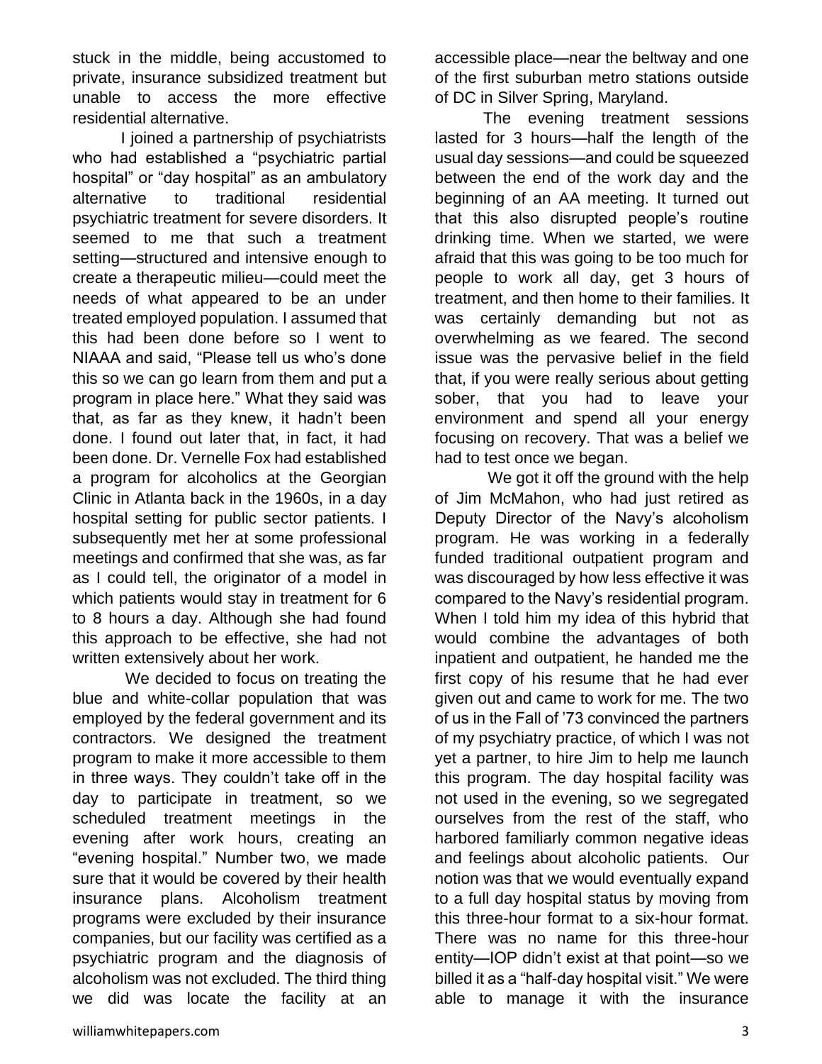stuck in the middle, being accustomed to private, insurance subsidized treatment but unable to access the more effective residential alternative.

I joined a partnership of psychiatrists who had established a "psychiatric partial hospital" or "day hospital" as an ambulatory alternative to traditional residential psychiatric treatment for severe disorders. It seemed to me that such a treatment setting—structured and intensive enough to create a therapeutic milieu—could meet the needs of what appeared to be an under treated employed population. I assumed that this had been done before so I went to NIAAA and said, "Please tell us who's done this so we can go learn from them and put a program in place here." What they said was that, as far as they knew, it hadn't been done. I found out later that, in fact, it had been done. Dr. Vernelle Fox had established a program for alcoholics at the Georgian Clinic in Atlanta back in the 1960s, in a day hospital setting for public sector patients. I subsequently met her at some professional meetings and confirmed that she was, as far as I could tell, the originator of a model in which patients would stay in treatment for 6 to 8 hours a day. Although she had found this approach to be effective, she had not written extensively about her work.

We decided to focus on treating the blue and white-collar population that was employed by the federal government and its contractors. We designed the treatment program to make it more accessible to them in three ways. They couldn't take off in the day to participate in treatment, so we scheduled treatment meetings in the evening after work hours, creating an "evening hospital." Number two, we made sure that it would be covered by their health insurance plans. Alcoholism treatment programs were excluded by their insurance companies, but our facility was certified as a psychiatric program and the diagnosis of alcoholism was not excluded. The third thing we did was locate the facility at an accessible place—near the beltway and one of the first suburban metro stations outside of DC in Silver Spring, Maryland.

The evening treatment sessions lasted for 3 hours—half the length of the usual day sessions—and could be squeezed between the end of the work day and the beginning of an AA meeting. It turned out that this also disrupted people's routine drinking time. When we started, we were afraid that this was going to be too much for people to work all day, get 3 hours of treatment, and then home to their families. It was certainly demanding but not as overwhelming as we feared. The second issue was the pervasive belief in the field that, if you were really serious about getting sober, that you had to leave your environment and spend all your energy focusing on recovery. That was a belief we had to test once we began.

We got it off the ground with the help of Jim McMahon, who had just retired as Deputy Director of the Navy's alcoholism program. He was working in a federally funded traditional outpatient program and was discouraged by how less effective it was compared to the Navy's residential program. When I told him my idea of this hybrid that would combine the advantages of both inpatient and outpatient, he handed me the first copy of his resume that he had ever given out and came to work for me. The two of us in the Fall of '73 convinced the partners of my psychiatry practice, of which I was not yet a partner, to hire Jim to help me launch this program. The day hospital facility was not used in the evening, so we segregated ourselves from the rest of the staff, who harbored familiarly common negative ideas and feelings about alcoholic patients. Our notion was that we would eventually expand to a full day hospital status by moving from this three-hour format to a six-hour format. There was no name for this three-hour entity—IOP didn't exist at that point—so we billed it as a "half-day hospital visit." We were able to manage it with the insurance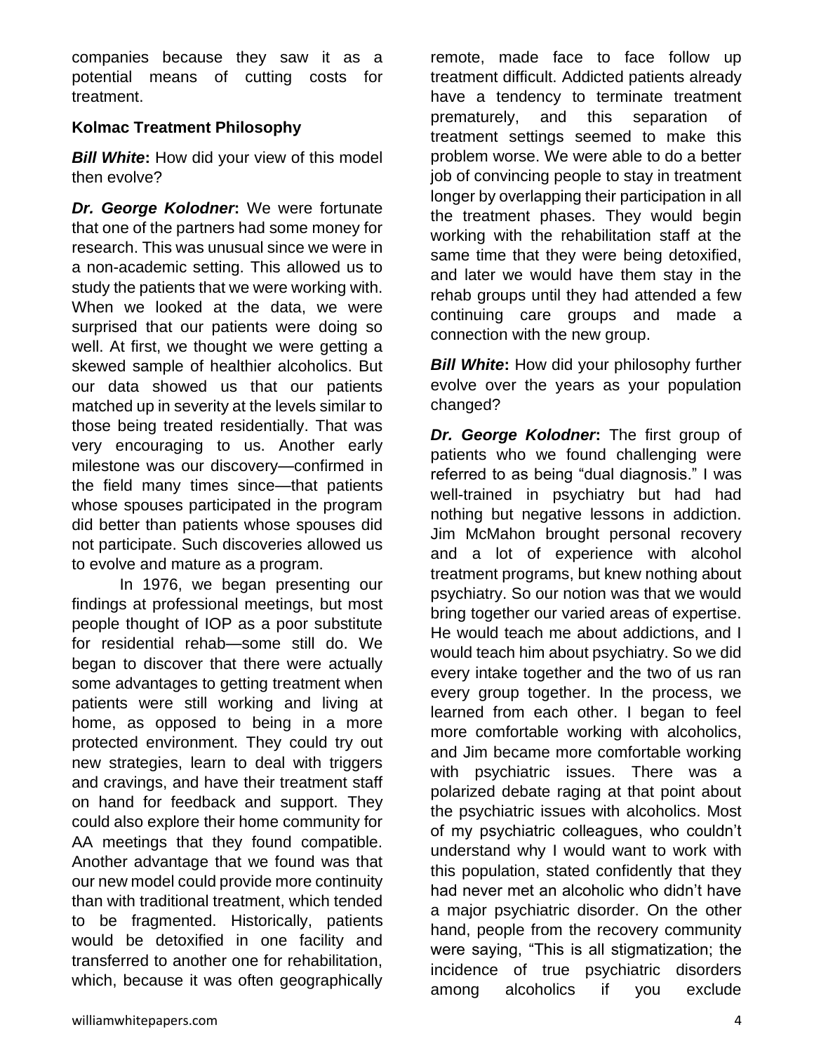companies because they saw it as a potential means of cutting costs for treatment.

**Kolmac Treatment Philosophy**

***Bill White*:** How did your view of this model then evolve?

***Dr. George Kolodner*:** We were fortunate that one of the partners had some money for research. This was unusual since we were in a non-academic setting. This allowed us to study the patients that we were working with. When we looked at the data, we were surprised that our patients were doing so well. At first, we thought we were getting a skewed sample of healthier alcoholics. But our data showed us that our patients matched up in severity at the levels similar to those being treated residentially. That was very encouraging to us. Another early milestone was our discovery—confirmed in the field many times since—that patients whose spouses participated in the program did better than patients whose spouses did not participate. Such discoveries allowed us to evolve and mature as a program.

In 1976, we began presenting our findings at professional meetings, but most people thought of IOP as a poor substitute for residential rehab—some still do. We began to discover that there were actually some advantages to getting treatment when patients were still working and living at home, as opposed to being in a more protected environment. They could try out new strategies, learn to deal with triggers and cravings, and have their treatment staff on hand for feedback and support. They could also explore their home community for AA meetings that they found compatible. Another advantage that we found was that our new model could provide more continuity than with traditional treatment, which tended to be fragmented. Historically, patients would be detoxified in one facility and transferred to another one for rehabilitation, which, because it was often geographically remote, made face to face follow up treatment difficult. Addicted patients already have a tendency to terminate treatment prematurely, and this separation of treatment settings seemed to make this problem worse. We were able to do a better job of convincing people to stay in treatment longer by overlapping their participation in all the treatment phases. They would begin working with the rehabilitation staff at the same time that they were being detoxified, and later we would have them stay in the rehab groups until they had attended a few continuing care groups and made a connection with the new group.

***Bill White*:** How did your philosophy further evolve over the years as your population changed?

***Dr. George Kolodner*:** The first group of patients who we found challenging were referred to as being "dual diagnosis." I was well-trained in psychiatry but had had nothing but negative lessons in addiction. Jim McMahon brought personal recovery and a lot of experience with alcohol treatment programs, but knew nothing about psychiatry. So our notion was that we would bring together our varied areas of expertise. He would teach me about addictions, and I would teach him about psychiatry. So we did every intake together and the two of us ran every group together. In the process, we learned from each other. I began to feel more comfortable working with alcoholics, and Jim became more comfortable working with psychiatric issues. There was a polarized debate raging at that point about the psychiatric issues with alcoholics. Most of my psychiatric colleagues, who couldn't understand why I would want to work with this population, stated confidently that they had never met an alcoholic who didn't have a major psychiatric disorder. On the other hand, people from the recovery community were saying, "This is all stigmatization; the incidence of true psychiatric disorders among alcoholics if you exclude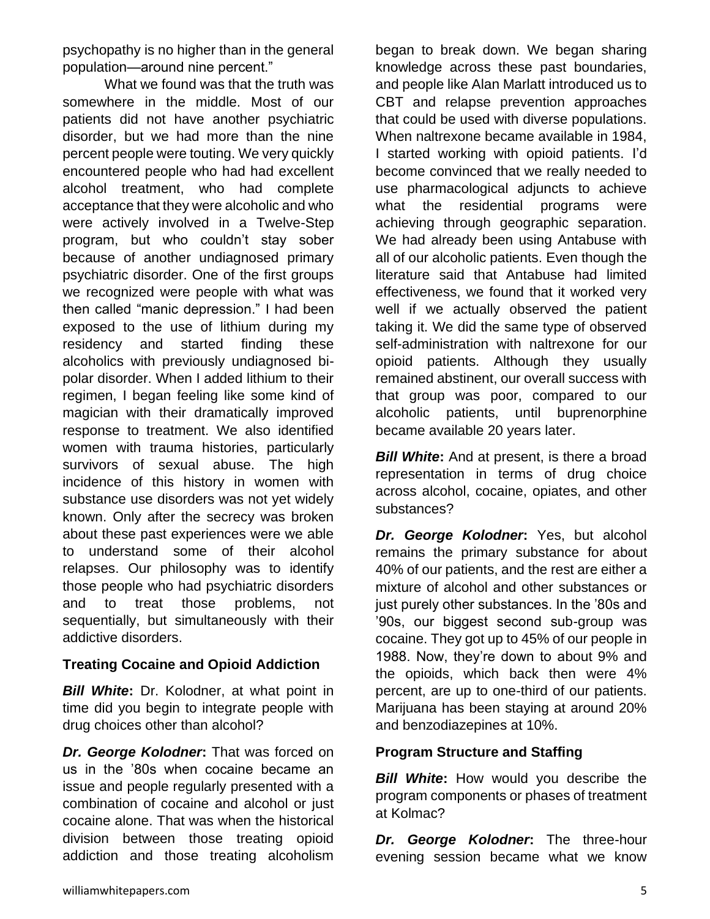psychopathy is no higher than in the general population—around nine percent."

What we found was that the truth was somewhere in the middle. Most of our patients did not have another psychiatric disorder, but we had more than the nine percent people were touting. We very quickly encountered people who had had excellent alcohol treatment, who had complete acceptance that they were alcoholic and who were actively involved in a Twelve-Step program, but who couldn't stay sober because of another undiagnosed primary psychiatric disorder. One of the first groups we recognized were people with what was then called "manic depression." I had been exposed to the use of lithium during my residency and started finding these alcoholics with previously undiagnosed bi-polar disorder. When I added lithium to their regimen, I began feeling like some kind of magician with their dramatically improved response to treatment. We also identified women with trauma histories, particularly survivors of sexual abuse. The high incidence of this history in women with substance use disorders was not yet widely known. Only after the secrecy was broken about these past experiences were we able to understand some of their alcohol relapses. Our philosophy was to identify those people who had psychiatric disorders and to treat those problems, not sequentially, but simultaneously with their addictive disorders.

### Treating Cocaine and Opioid Addiction

***Bill White*:** Dr. Kolodner, at what point in time did you begin to integrate people with drug choices other than alcohol?

***Dr. George Kolodner*:** That was forced on us in the '80s when cocaine became an issue and people regularly presented with a combination of cocaine and alcohol or just cocaine alone. That was when the historical division between those treating opioid addiction and those treating alcoholism began to break down. We began sharing knowledge across these past boundaries, and people like Alan Marlatt introduced us to CBT and relapse prevention approaches that could be used with diverse populations. When naltrexone became available in 1984, I started working with opioid patients. I'd become convinced that we really needed to use pharmacological adjuncts to achieve what the residential programs were achieving through geographic separation. We had already been using Antabuse with all of our alcoholic patients. Even though the literature said that Antabuse had limited effectiveness, we found that it worked very well if we actually observed the patient taking it. We did the same type of observed self-administration with naltrexone for our opioid patients. Although they usually remained abstinent, our overall success with that group was poor, compared to our alcoholic patients, until buprenorphine became available 20 years later.

***Bill White*:** And at present, is there a broad representation in terms of drug choice across alcohol, cocaine, opiates, and other substances?

***Dr. George Kolodner*:** Yes, but alcohol remains the primary substance for about 40% of our patients, and the rest are either a mixture of alcohol and other substances or just purely other substances. In the '80s and '90s, our biggest second sub-group was cocaine. They got up to 45% of our people in 1988. Now, they're down to about 9% and the opioids, which back then were 4% percent, are up to one-third of our patients. Marijuana has been staying at around 20% and benzodiazepines at 10%.

### Program Structure and Staffing

***Bill White*:** How would you describe the program components or phases of treatment at Kolmac?

***Dr. George Kolodner*:** The three-hour evening session became what we know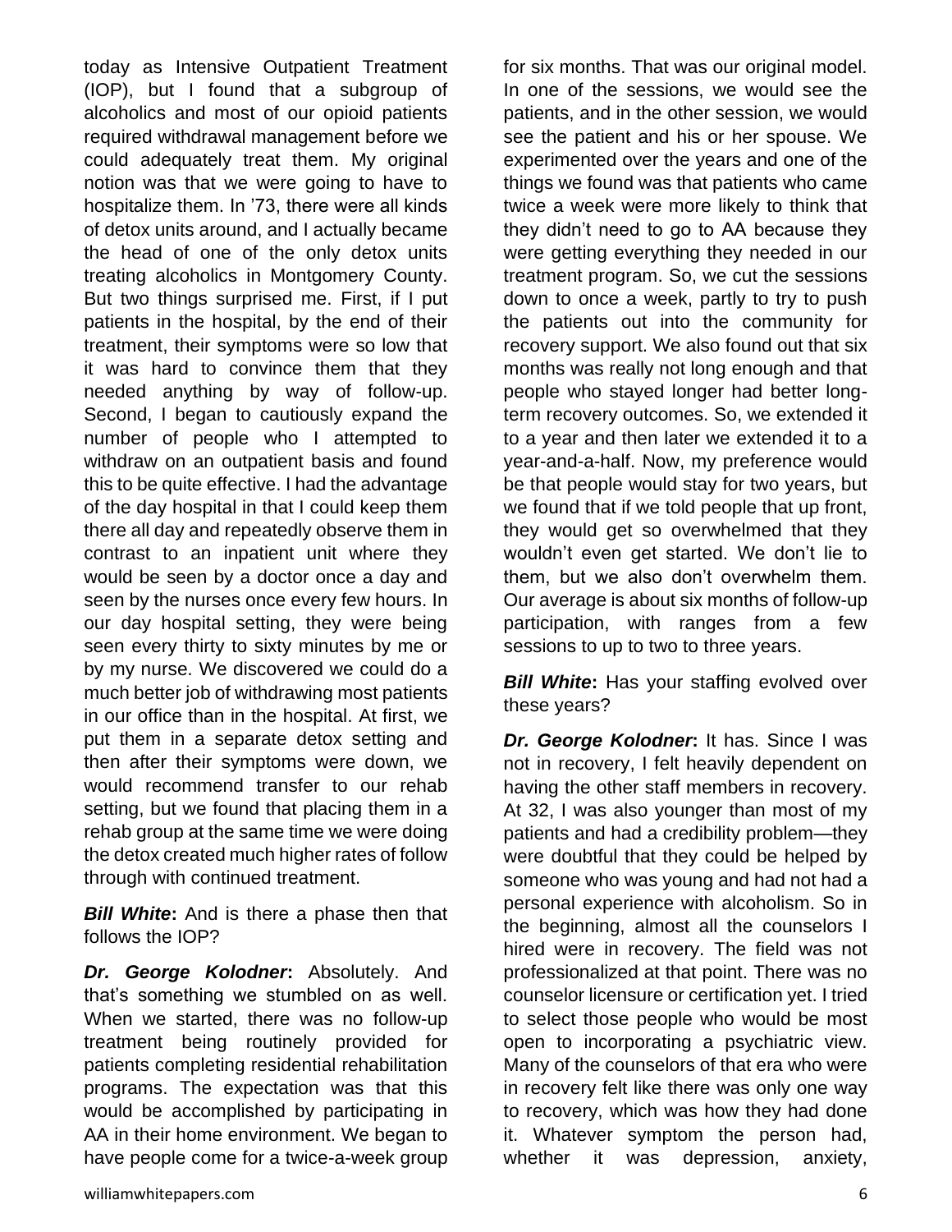today as Intensive Outpatient Treatment (IOP), but I found that a subgroup of alcoholics and most of our opioid patients required withdrawal management before we could adequately treat them. My original notion was that we were going to have to hospitalize them. In '73, there were all kinds of detox units around, and I actually became the head of one of the only detox units treating alcoholics in Montgomery County. But two things surprised me. First, if I put patients in the hospital, by the end of their treatment, their symptoms were so low that it was hard to convince them that they needed anything by way of follow-up. Second, I began to cautiously expand the number of people who I attempted to withdraw on an outpatient basis and found this to be quite effective. I had the advantage of the day hospital in that I could keep them there all day and repeatedly observe them in contrast to an inpatient unit where they would be seen by a doctor once a day and seen by the nurses once every few hours. In our day hospital setting, they were being seen every thirty to sixty minutes by me or by my nurse. We discovered we could do a much better job of withdrawing most patients in our office than in the hospital. At first, we put them in a separate detox setting and then after their symptoms were down, we would recommend transfer to our rehab setting, but we found that placing them in a rehab group at the same time we were doing the detox created much higher rates of follow through with continued treatment.

***Bill White*:** And is there a phase then that follows the IOP?

***Dr. George Kolodner*:** Absolutely. And that's something we stumbled on as well. When we started, there was no follow-up treatment being routinely provided for patients completing residential rehabilitation programs. The expectation was that this would be accomplished by participating in AA in their home environment. We began to have people come for a twice-a-week group for six months. That was our original model. In one of the sessions, we would see the patients, and in the other session, we would see the patient and his or her spouse. We experimented over the years and one of the things we found was that patients who came twice a week were more likely to think that they didn't need to go to AA because they were getting everything they needed in our treatment program. So, we cut the sessions down to once a week, partly to try to push the patients out into the community for recovery support. We also found out that six months was really not long enough and that people who stayed longer had better long-term recovery outcomes. So, we extended it to a year and then later we extended it to a year-and-a-half. Now, my preference would be that people would stay for two years, but we found that if we told people that up front, they would get so overwhelmed that they wouldn't even get started. We don't lie to them, but we also don't overwhelm them. Our average is about six months of follow-up participation, with ranges from a few sessions to up to two to three years.

***Bill White*:** Has your staffing evolved over these years?

***Dr. George Kolodner*:** It has. Since I was not in recovery, I felt heavily dependent on having the other staff members in recovery. At 32, I was also younger than most of my patients and had a credibility problem—they were doubtful that they could be helped by someone who was young and had not had a personal experience with alcoholism. So in the beginning, almost all the counselors I hired were in recovery. The field was not professionalized at that point. There was no counselor licensure or certification yet. I tried to select those people who would be most open to incorporating a psychiatric view. Many of the counselors of that era who were in recovery felt like there was only one way to recovery, which was how they had done it. Whatever symptom the person had, whether it was depression, anxiety,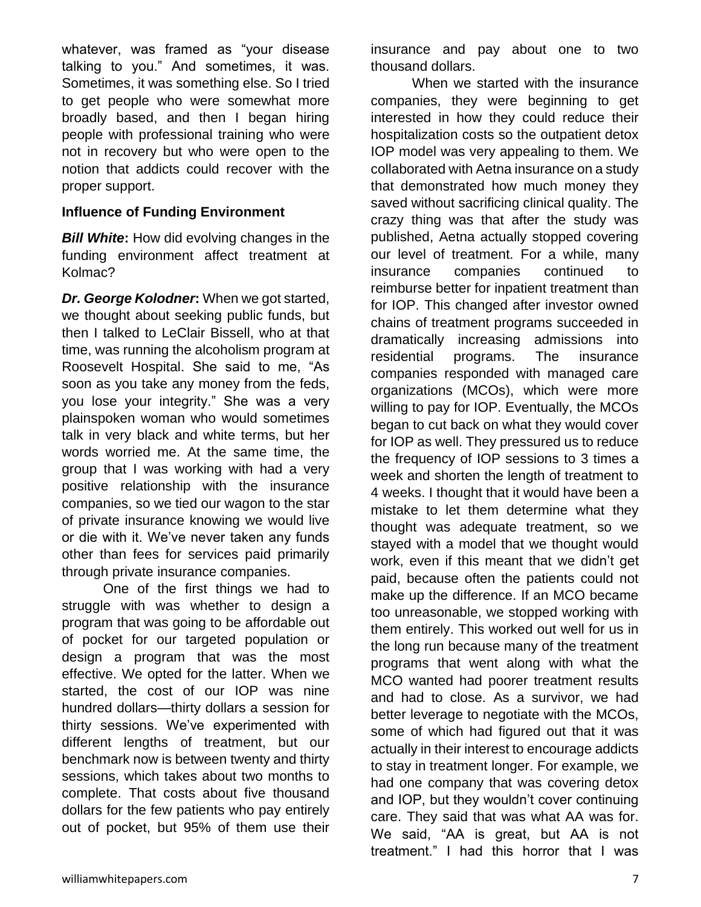whatever, was framed as "your disease talking to you." And sometimes, it was. Sometimes, it was something else. So I tried to get people who were somewhat more broadly based, and then I began hiring people with professional training who were not in recovery but who were open to the notion that addicts could recover with the proper support.

**Influence of Funding Environment**

***Bill White*:** How did evolving changes in the funding environment affect treatment at Kolmac?

***Dr. George Kolodner*:** When we got started, we thought about seeking public funds, but then I talked to LeClair Bissell, who at that time, was running the alcoholism program at Roosevelt Hospital. She said to me, "As soon as you take any money from the feds, you lose your integrity." She was a very plainspoken woman who would sometimes talk in very black and white terms, but her words worried me. At the same time, the group that I was working with had a very positive relationship with the insurance companies, so we tied our wagon to the star of private insurance knowing we would live or die with it. We've never taken any funds other than fees for services paid primarily through private insurance companies.

One of the first things we had to struggle with was whether to design a program that was going to be affordable out of pocket for our targeted population or design a program that was the most effective. We opted for the latter. When we started, the cost of our IOP was nine hundred dollars—thirty dollars a session for thirty sessions. We've experimented with different lengths of treatment, but our benchmark now is between twenty and thirty sessions, which takes about two months to complete. That costs about five thousand dollars for the few patients who pay entirely out of pocket, but 95% of them use their insurance and pay about one to two thousand dollars.

When we started with the insurance companies, they were beginning to get interested in how they could reduce their hospitalization costs so the outpatient detox IOP model was very appealing to them. We collaborated with Aetna insurance on a study that demonstrated how much money they saved without sacrificing clinical quality. The crazy thing was that after the study was published, Aetna actually stopped covering our level of treatment. For a while, many insurance companies continued to reimburse better for inpatient treatment than for IOP. This changed after investor owned chains of treatment programs succeeded in dramatically increasing admissions into residential programs. The insurance companies responded with managed care organizations (MCOs), which were more willing to pay for IOP. Eventually, the MCOs began to cut back on what they would cover for IOP as well. They pressured us to reduce the frequency of IOP sessions to 3 times a week and shorten the length of treatment to 4 weeks. I thought that it would have been a mistake to let them determine what they thought was adequate treatment, so we stayed with a model that we thought would work, even if this meant that we didn't get paid, because often the patients could not make up the difference. If an MCO became too unreasonable, we stopped working with them entirely. This worked out well for us in the long run because many of the treatment programs that went along with what the MCO wanted had poorer treatment results and had to close. As a survivor, we had better leverage to negotiate with the MCOs, some of which had figured out that it was actually in their interest to encourage addicts to stay in treatment longer. For example, we had one company that was covering detox and IOP, but they wouldn't cover continuing care. They said that was what AA was for. We said, "AA is great, but AA is not treatment." I had this horror that I was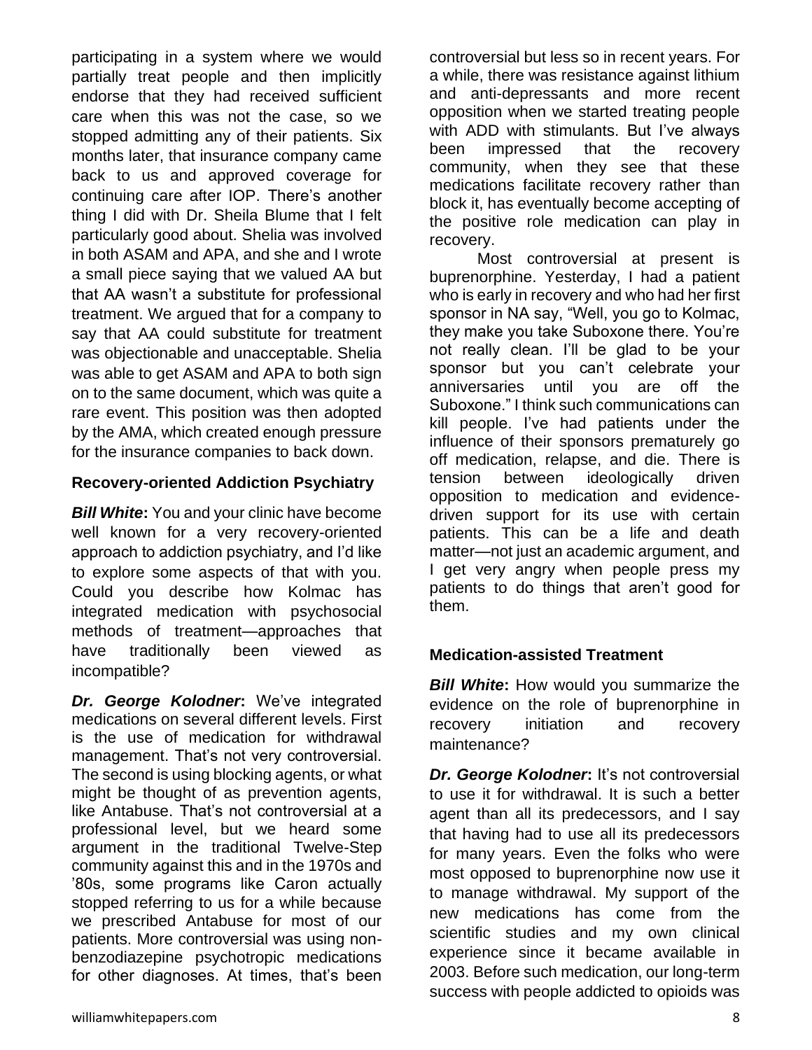participating in a system where we would partially treat people and then implicitly endorse that they had received sufficient care when this was not the case, so we stopped admitting any of their patients. Six months later, that insurance company came back to us and approved coverage for continuing care after IOP. There's another thing I did with Dr. Sheila Blume that I felt particularly good about. Shelia was involved in both ASAM and APA, and she and I wrote a small piece saying that we valued AA but that AA wasn't a substitute for professional treatment. We argued that for a company to say that AA could substitute for treatment was objectionable and unacceptable. Shelia was able to get ASAM and APA to both sign on to the same document, which was quite a rare event. This position was then adopted by the AMA, which created enough pressure for the insurance companies to back down.

### Recovery-oriented Addiction Psychiatry

***Bill White*:** You and your clinic have become well known for a very recovery-oriented approach to addiction psychiatry, and I'd like to explore some aspects of that with you. Could you describe how Kolmac has integrated medication with psychosocial methods of treatment—approaches that have traditionally been viewed as incompatible?

***Dr. George Kolodner*:** We've integrated medications on several different levels. First is the use of medication for withdrawal management. That's not very controversial. The second is using blocking agents, or what might be thought of as prevention agents, like Antabuse. That's not controversial at a professional level, but we heard some argument in the traditional Twelve-Step community against this and in the 1970s and '80s, some programs like Caron actually stopped referring to us for a while because we prescribed Antabuse for most of our patients. More controversial was using non-benzodiazepine psychotropic medications for other diagnoses. At times, that's been controversial but less so in recent years. For a while, there was resistance against lithium and anti-depressants and more recent opposition when we started treating people with ADD with stimulants. But I've always been impressed that the recovery community, when they see that these medications facilitate recovery rather than block it, has eventually become accepting of the positive role medication can play in recovery.

Most controversial at present is buprenorphine. Yesterday, I had a patient who is early in recovery and who had her first sponsor in NA say, "Well, you go to Kolmac, they make you take Suboxone there. You're not really clean. I'll be glad to be your sponsor but you can't celebrate your anniversaries until you are off the Suboxone." I think such communications can kill people. I've had patients under the influence of their sponsors prematurely go off medication, relapse, and die. There is tension between ideologically driven opposition to medication and evidence-driven support for its use with certain patients. This can be a life and death matter—not just an academic argument, and I get very angry when people press my patients to do things that aren't good for them.

### Medication-assisted Treatment

***Bill White*:** How would you summarize the evidence on the role of buprenorphine in recovery initiation and recovery maintenance?

***Dr. George Kolodner*:** It's not controversial to use it for withdrawal. It is such a better agent than all its predecessors, and I say that having had to use all its predecessors for many years. Even the folks who were most opposed to buprenorphine now use it to manage withdrawal. My support of the new medications has come from the scientific studies and my own clinical experience since it became available in 2003. Before such medication, our long-term success with people addicted to opioids was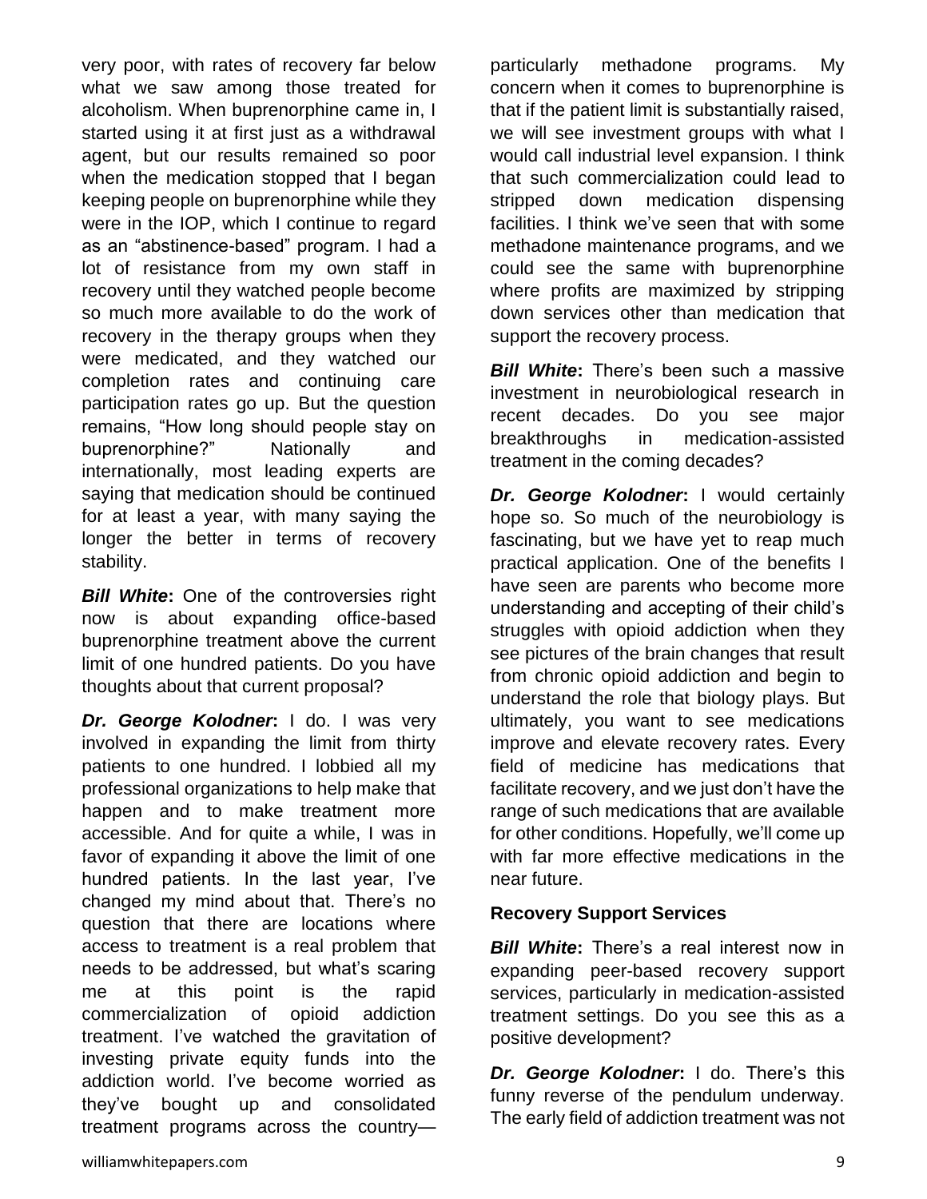very poor, with rates of recovery far below what we saw among those treated for alcoholism. When buprenorphine came in, I started using it at first just as a withdrawal agent, but our results remained so poor when the medication stopped that I began keeping people on buprenorphine while they were in the IOP, which I continue to regard as an "abstinence-based" program. I had a lot of resistance from my own staff in recovery until they watched people become so much more available to do the work of recovery in the therapy groups when they were medicated, and they watched our completion rates and continuing care participation rates go up. But the question remains, "How long should people stay on buprenorphine?" Nationally and internationally, most leading experts are saying that medication should be continued for at least a year, with many saying the longer the better in terms of recovery stability.

***Bill White*:** One of the controversies right now is about expanding office-based buprenorphine treatment above the current limit of one hundred patients. Do you have thoughts about that current proposal?

***Dr. George Kolodner*:** I do. I was very involved in expanding the limit from thirty patients to one hundred. I lobbied all my professional organizations to help make that happen and to make treatment more accessible. And for quite a while, I was in favor of expanding it above the limit of one hundred patients. In the last year, I've changed my mind about that. There's no question that there are locations where access to treatment is a real problem that needs to be addressed, but what's scaring me at this point is the rapid commercialization of opioid addiction treatment. I've watched the gravitation of investing private equity funds into the addiction world. I've become worried as they've bought up and consolidated treatment programs across the country—particularly methadone programs. My concern when it comes to buprenorphine is that if the patient limit is substantially raised, we will see investment groups with what I would call industrial level expansion. I think that such commercialization could lead to stripped down medication dispensing facilities. I think we've seen that with some methadone maintenance programs, and we could see the same with buprenorphine where profits are maximized by stripping down services other than medication that support the recovery process.

***Bill White*:** There's been such a massive investment in neurobiological research in recent decades. Do you see major breakthroughs in medication-assisted treatment in the coming decades?

***Dr. George Kolodner*:** I would certainly hope so. So much of the neurobiology is fascinating, but we have yet to reap much practical application. One of the benefits I have seen are parents who become more understanding and accepting of their child's struggles with opioid addiction when they see pictures of the brain changes that result from chronic opioid addiction and begin to understand the role that biology plays. But ultimately, you want to see medications improve and elevate recovery rates. Every field of medicine has medications that facilitate recovery, and we just don't have the range of such medications that are available for other conditions. Hopefully, we'll come up with far more effective medications in the near future.

### Recovery Support Services

***Bill White*:** There's a real interest now in expanding peer-based recovery support services, particularly in medication-assisted treatment settings. Do you see this as a positive development?

***Dr. George Kolodner*:** I do. There's this funny reverse of the pendulum underway. The early field of addiction treatment was not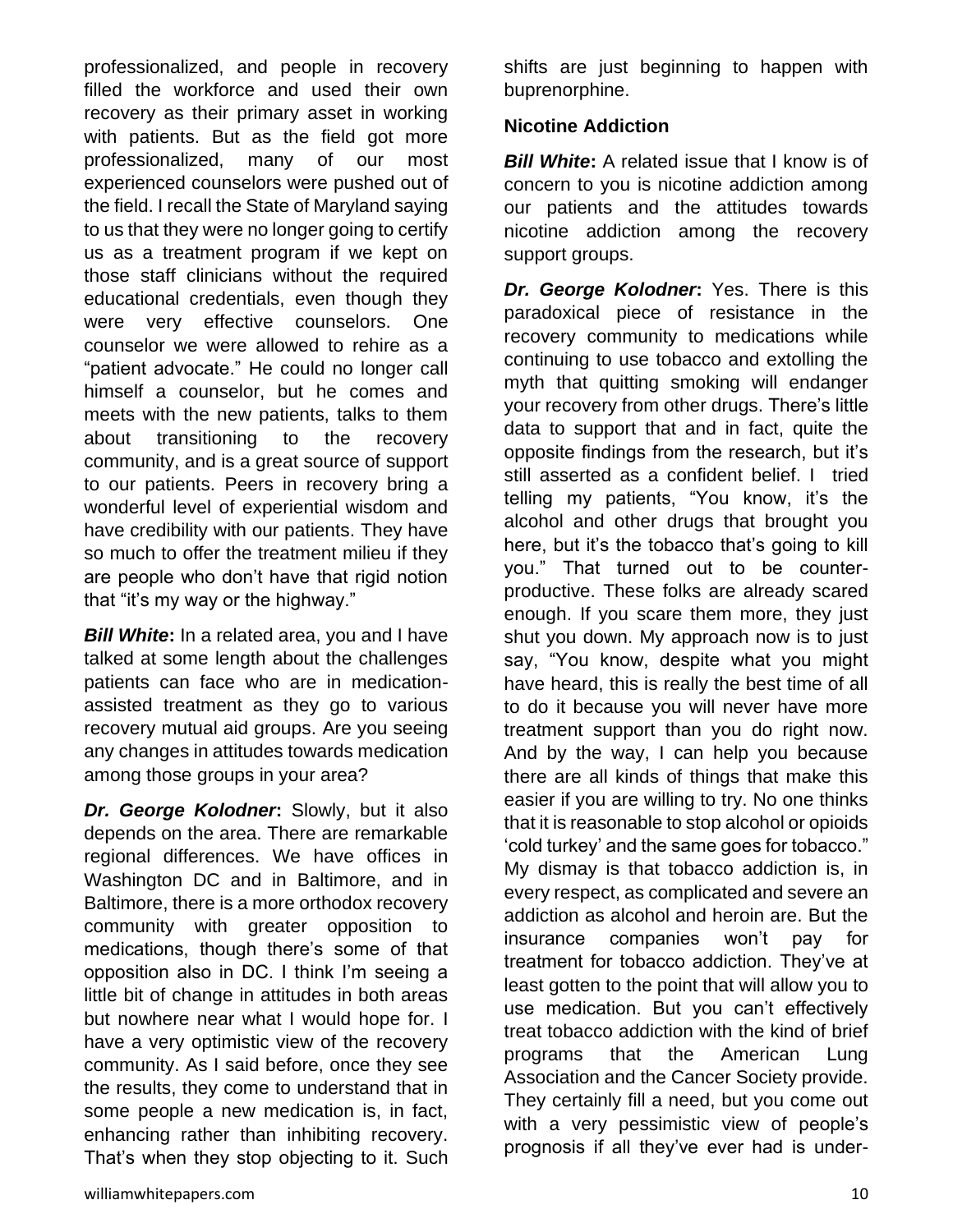professionalized, and people in recovery filled the workforce and used their own recovery as their primary asset in working with patients. But as the field got more professionalized, many of our most experienced counselors were pushed out of the field. I recall the State of Maryland saying to us that they were no longer going to certify us as a treatment program if we kept on those staff clinicians without the required educational credentials, even though they were very effective counselors. One counselor we were allowed to rehire as a "patient advocate." He could no longer call himself a counselor, but he comes and meets with the new patients, talks to them about transitioning to the recovery community, and is a great source of support to our patients. Peers in recovery bring a wonderful level of experiential wisdom and have credibility with our patients. They have so much to offer the treatment milieu if they are people who don't have that rigid notion that "it's my way or the highway."

***Bill White*:** In a related area, you and I have talked at some length about the challenges patients can face who are in medication-assisted treatment as they go to various recovery mutual aid groups. Are you seeing any changes in attitudes towards medication among those groups in your area?

***Dr. George Kolodner*:** Slowly, but it also depends on the area. There are remarkable regional differences. We have offices in Washington DC and in Baltimore, and in Baltimore, there is a more orthodox recovery community with greater opposition to medications, though there's some of that opposition also in DC. I think I'm seeing a little bit of change in attitudes in both areas but nowhere near what I would hope for. I have a very optimistic view of the recovery community. As I said before, once they see the results, they come to understand that in some people a new medication is, in fact, enhancing rather than inhibiting recovery. That's when they stop objecting to it. Such shifts are just beginning to happen with buprenorphine.

**Nicotine Addiction**

***Bill White*:** A related issue that I know is of concern to you is nicotine addiction among our patients and the attitudes towards nicotine addiction among the recovery support groups.

***Dr. George Kolodner*:** Yes. There is this paradoxical piece of resistance in the recovery community to medications while continuing to use tobacco and extolling the myth that quitting smoking will endanger your recovery from other drugs. There's little data to support that and in fact, quite the opposite findings from the research, but it's still asserted as a confident belief. I tried telling my patients, "You know, it's the alcohol and other drugs that brought you here, but it's the tobacco that's going to kill you." That turned out to be counter-productive. These folks are already scared enough. If you scare them more, they just shut you down. My approach now is to just say, "You know, despite what you might have heard, this is really the best time of all to do it because you will never have more treatment support than you do right now. And by the way, I can help you because there are all kinds of things that make this easier if you are willing to try. No one thinks that it is reasonable to stop alcohol or opioids 'cold turkey' and the same goes for tobacco." My dismay is that tobacco addiction is, in every respect, as complicated and severe an addiction as alcohol and heroin are. But the insurance companies won't pay for treatment for tobacco addiction. They've at least gotten to the point that will allow you to use medication. But you can't effectively treat tobacco addiction with the kind of brief programs that the American Lung Association and the Cancer Society provide. They certainly fill a need, but you come out with a very pessimistic view of people's prognosis if all they've ever had is under-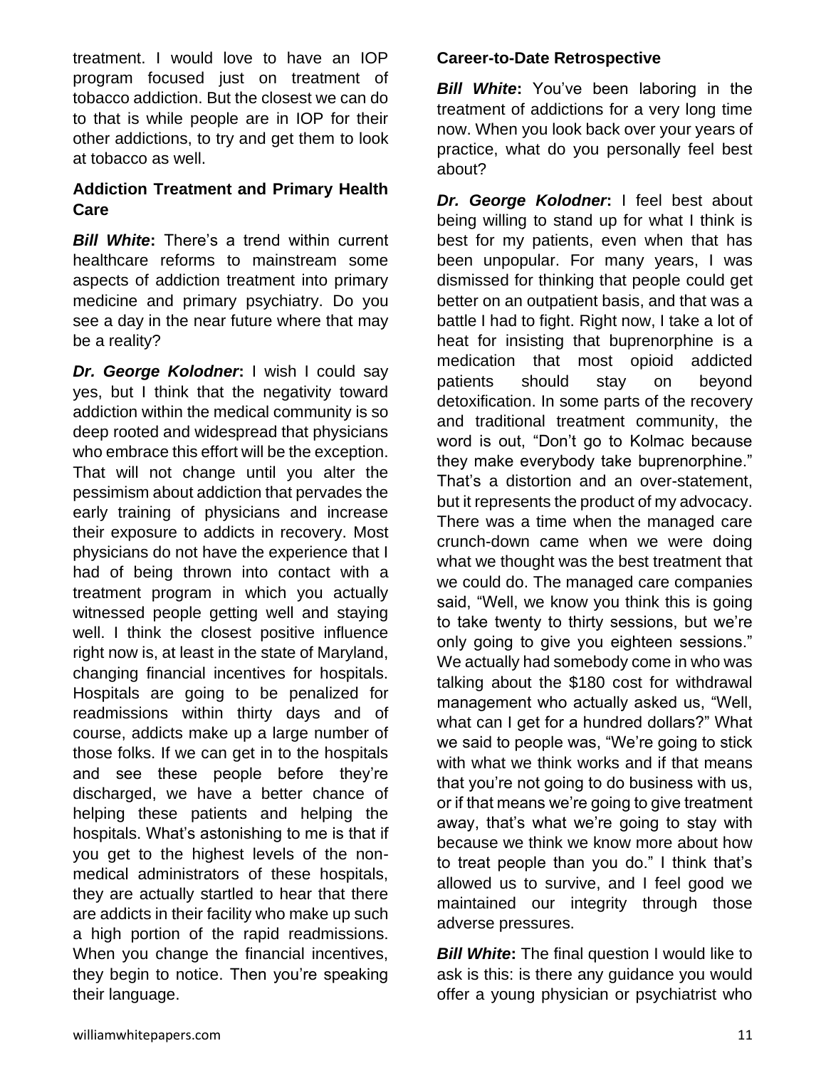treatment. I would love to have an IOP program focused just on treatment of tobacco addiction. But the closest we can do to that is while people are in IOP for their other addictions, to try and get them to look at tobacco as well.

## Addiction Treatment and Primary Health Care

***Bill White*:** There's a trend within current healthcare reforms to mainstream some aspects of addiction treatment into primary medicine and primary psychiatry. Do you see a day in the near future where that may be a reality?

***Dr. George Kolodner*:** I wish I could say yes, but I think that the negativity toward addiction within the medical community is so deep rooted and widespread that physicians who embrace this effort will be the exception. That will not change until you alter the pessimism about addiction that pervades the early training of physicians and increase their exposure to addicts in recovery. Most physicians do not have the experience that I had of being thrown into contact with a treatment program in which you actually witnessed people getting well and staying well. I think the closest positive influence right now is, at least in the state of Maryland, changing financial incentives for hospitals. Hospitals are going to be penalized for readmissions within thirty days and of course, addicts make up a large number of those folks. If we can get in to the hospitals and see these people before they're discharged, we have a better chance of helping these patients and helping the hospitals. What's astonishing to me is that if you get to the highest levels of the non-medical administrators of these hospitals, they are actually startled to hear that there are addicts in their facility who make up such a high portion of the rapid readmissions. When you change the financial incentives, they begin to notice. Then you're speaking their language.

## Career-to-Date Retrospective

***Bill White*:** You've been laboring in the treatment of addictions for a very long time now. When you look back over your years of practice, what do you personally feel best about?

***Dr. George Kolodner*:** I feel best about being willing to stand up for what I think is best for my patients, even when that has been unpopular. For many years, I was dismissed for thinking that people could get better on an outpatient basis, and that was a battle I had to fight. Right now, I take a lot of heat for insisting that buprenorphine is a medication that most opioid addicted patients should stay on beyond detoxification. In some parts of the recovery and traditional treatment community, the word is out, "Don't go to Kolmac because they make everybody take buprenorphine." That's a distortion and an over-statement, but it represents the product of my advocacy. There was a time when the managed care crunch-down came when we were doing what we thought was the best treatment that we could do. The managed care companies said, "Well, we know you think this is going to take twenty to thirty sessions, but we're only going to give you eighteen sessions." We actually had somebody come in who was talking about the $180 cost for withdrawal management who actually asked us, "Well, what can I get for a hundred dollars?" What we said to people was, "We're going to stick with what we think works and if that means that you're not going to do business with us, or if that means we're going to give treatment away, that's what we're going to stay with because we think we know more about how to treat people than you do." I think that's allowed us to survive, and I feel good we maintained our integrity through those adverse pressures.

***Bill White*:** The final question I would like to ask is this: is there any guidance you would offer a young physician or psychiatrist who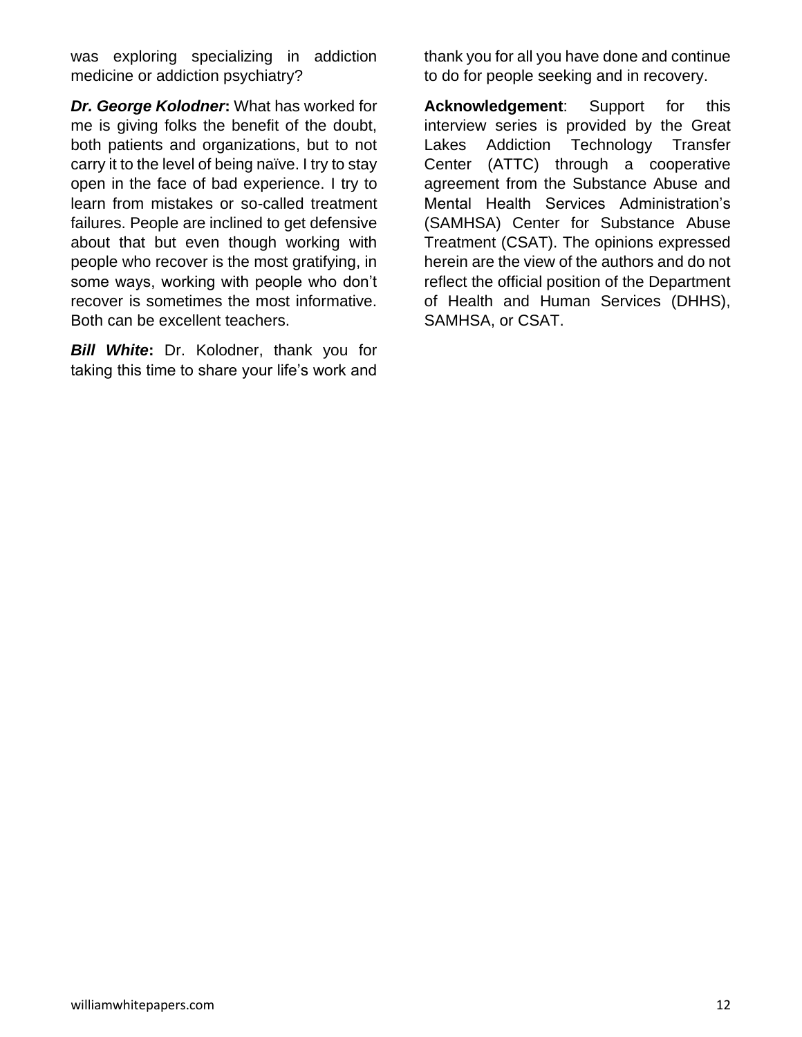was exploring specializing in addiction medicine or addiction psychiatry?

***Dr. George Kolodner*:** What has worked for me is giving folks the benefit of the doubt, both patients and organizations, but to not carry it to the level of being naïve. I try to stay open in the face of bad experience. I try to learn from mistakes or so-called treatment failures. People are inclined to get defensive about that but even though working with people who recover is the most gratifying, in some ways, working with people who don't recover is sometimes the most informative. Both can be excellent teachers.

***Bill White*:** Dr. Kolodner, thank you for taking this time to share your life's work and thank you for all you have done and continue to do for people seeking and in recovery.

**Acknowledgement**: Support for this interview series is provided by the Great Lakes Addiction Technology Transfer Center (ATTC) through a cooperative agreement from the Substance Abuse and Mental Health Services Administration's (SAMHSA) Center for Substance Abuse Treatment (CSAT). The opinions expressed herein are the view of the authors and do not reflect the official position of the Department of Health and Human Services (DHHS), SAMHSA, or CSAT.